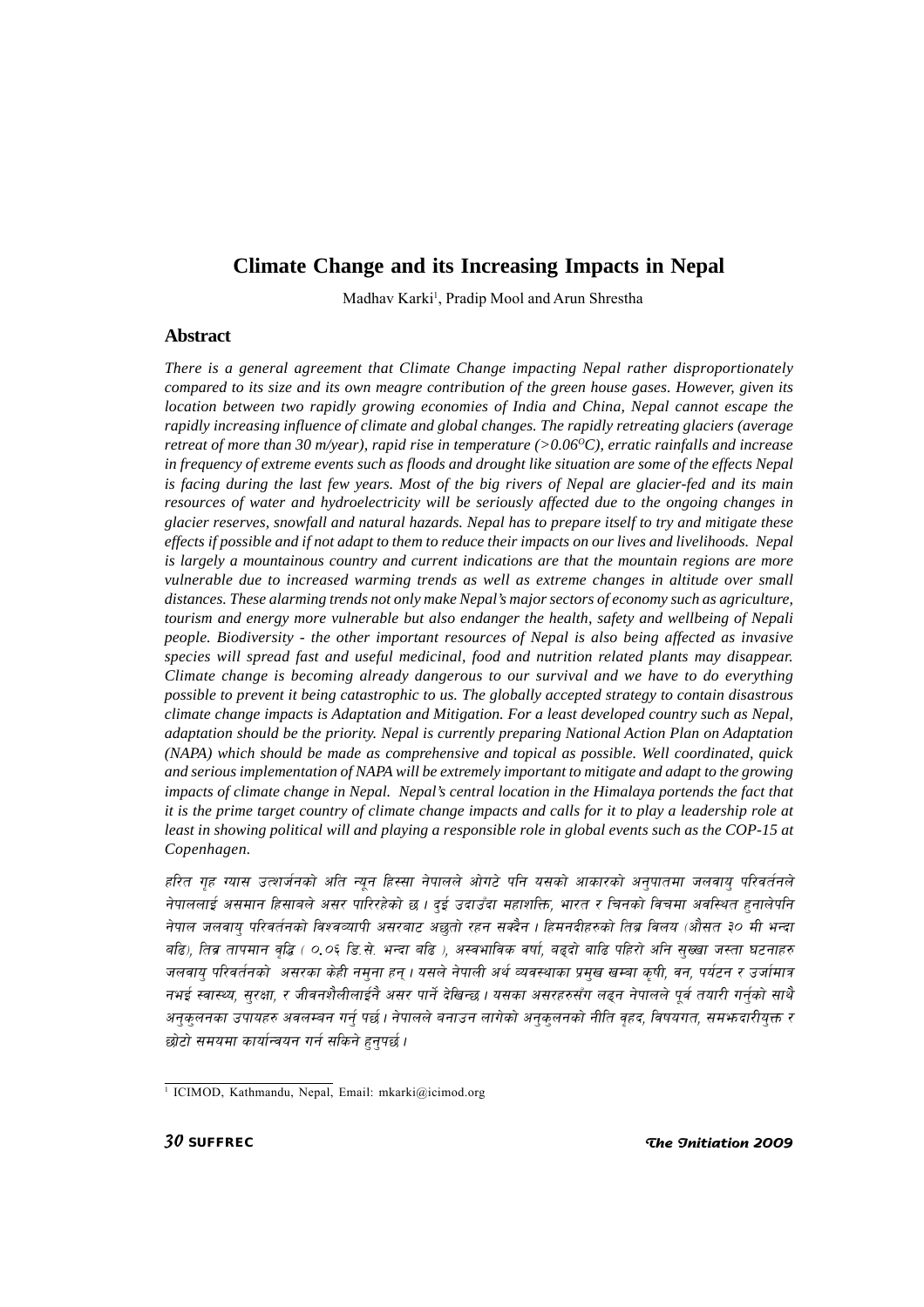# Climate Change and its Increasing Impacts in Nepal

Madhav Karki[1], Pradip Mool and Arun Shrestha

## Abstract

*There is a general agreement that Climate Change impacting Nepal rather disproportionately compared to its size and its own meagre contribution of the green house gases. However, given its location between two rapidly growing economies of India and China, Nepal cannot escape the rapidly increasing influence of climate and global changes. The rapidly retreating glaciers (average retreat of more than 30 m/year), rapid rise in temperature (>0.06$^{O}$C), erratic rainfalls and increase in frequency of extreme events such as floods and drought like situation are some of the effects Nepal is facing during the last few years. Most of the big rivers of Nepal are glacier-fed and its main resources of water and hydroelectricity will be seriously affected due to the ongoing changes in glacier reserves, snowfall and natural hazards. Nepal has to prepare itself to try and mitigate these effects if possible and if not adapt to them to reduce their impacts on our lives and livelihoods. Nepal is largely a mountainous country and current indications are that the mountain regions are more vulnerable due to increased warming trends as well as extreme changes in altitude over small distances. These alarming trends not only make Nepal's major sectors of economy such as agriculture, tourism and energy more vulnerable but also endanger the health, safety and wellbeing of Nepali people. Biodiversity - the other important resources of Nepal is also being affected as invasive species will spread fast and useful medicinal, food and nutrition related plants may disappear. Climate change is becoming already dangerous to our survival and we have to do everything possible to prevent it being catastrophic to us. The globally accepted strategy to contain disastrous climate change impacts is Adaptation and Mitigation. For a least developed country such as Nepal, adaptation should be the priority. Nepal is currently preparing National Action Plan on Adaptation (NAPA) which should be made as comprehensive and topical as possible. Well coordinated, quick and serious implementation of NAPA will be extremely important to mitigate and adapt to the growing impacts of climate change in Nepal. Nepal's central location in the Himalaya portends the fact that it is the prime target country of climate change impacts and calls for it to play a leadership role at least in showing political will and playing a responsible role in global events such as the COP-15 at Copenhagen.*

*हरित गृह ग्यास उत्सर्जनको अति न्यून हिस्सा नेपालले ओगटे पनि यसको आकारको अनुपातमा जलवायु परिवर्तनले नेपाललाई असमान हिसाबले असर पारिरहेको छ । दुई उदाउँदा महाशक्ति, भारत र चिनको बिचमा अवस्थित हुनालेपनि नेपाल जलवायु परिवर्तनको विश्वव्यापी असरबाट अछुतो रहन सक्दैन । हिमनदीहरुको तिव्र विलय (औसत ३० मी भन्दा बढि), तिव्र तापमान वृद्धि ( ०.०६ डि.से. भन्दा बढि ), अस्वभाविक वर्षा, बढ्दो बाढि पहिरो अनि सुख्खा जस्ता घटनाहरु जलवायु परिवर्तनको असरका केही नमुना हन् । यसले नेपाली अर्थ व्यवस्थाका प्रमुख खम्बा कृषी, वन, पर्यटन र उर्जामात्र नभई स्वास्थ्य, सुरक्षा, र जीवनशैलीलाईनै असर पार्ने देखिन्छ । यसका असरहरुसँग लड्न नेपालले पूर्व तयारी गर्नुको साथै अनुकुलनका उपायहरु अवलम्बन गर्नु पर्छ । नेपालले बनाउन लागेको अनुकुलनको नीति बृहद, विषयगत, समभ्रूदारीयुक्त र छोटो समयमा कार्यान्वयन गर्न सकिने हुनुपर्छ ।*

[1] ICIMOD, Kathmandu, Nepal, Email: mkarki@icimod.org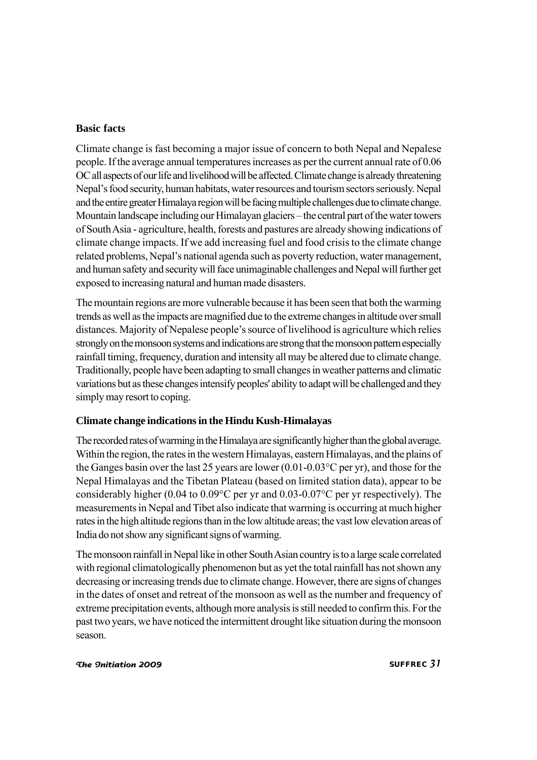## Basic facts

Climate change is fast becoming a major issue of concern to both Nepal and Nepalese people. If the average annual temperatures increases as per the current annual rate of 0.06 OC all aspects of our life and livelihood will be affected. Climate change is already threatening Nepal's food security, human habitats, water resources and tourism sectors seriously. Nepal and the entire greater Himalaya region will be facing multiple challenges due to climate change. Mountain landscape including our Himalayan glaciers – the central part of the water towers of South Asia - agriculture, health, forests and pastures are already showing indications of climate change impacts. If we add increasing fuel and food crisis to the climate change related problems, Nepal's national agenda such as poverty reduction, water management, and human safety and security will face unimaginable challenges and Nepal will further get exposed to increasing natural and human made disasters.

The mountain regions are more vulnerable because it has been seen that both the warming trends as well as the impacts are magnified due to the extreme changes in altitude over small distances. Majority of Nepalese people's source of livelihood is agriculture which relies strongly on the monsoon systems and indications are strong that the monsoon pattern especially rainfall timing, frequency, duration and intensity all may be altered due to climate change. Traditionally, people have been adapting to small changes in weather patterns and climatic variations but as these changes intensify peoples' ability to adapt will be challenged and they simply may resort to coping.

### Climate change indications in the Hindu Kush-Himalayas

The recorded rates of warming in the Himalaya are significantly higher than the global average. Within the region, the rates in the western Himalayas, eastern Himalayas, and the plains of the Ganges basin over the last 25 years are lower (0.01-0.03°C per yr), and those for the Nepal Himalayas and the Tibetan Plateau (based on limited station data), appear to be considerably higher (0.04 to 0.09°C per yr and 0.03-0.07°C per yr respectively). The measurements in Nepal and Tibet also indicate that warming is occurring at much higher rates in the high altitude regions than in the low altitude areas; the vast low elevation areas of India do not show any significant signs of warming.

The monsoon rainfall in Nepal like in other South Asian country is to a large scale correlated with regional climatologically phenomenon but as yet the total rainfall has not shown any decreasing or increasing trends due to climate change. However, there are signs of changes in the dates of onset and retreat of the monsoon as well as the number and frequency of extreme precipitation events, although more analysis is still needed to confirm this. For the past two years, we have noticed the intermittent drought like situation during the monsoon season.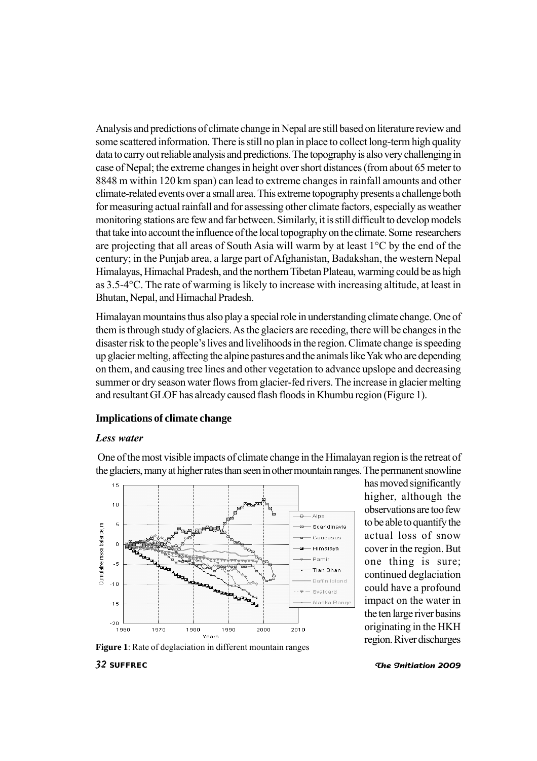Analysis and predictions of climate change in Nepal are still based on literature review and some scattered information. There is still no plan in place to collect long-term high quality data to carry out reliable analysis and predictions. The topography is also very challenging in case of Nepal; the extreme changes in height over short distances (from about 65 meter to 8848 m within 120 km span) can lead to extreme changes in rainfall amounts and other climate-related events over a small area. This extreme topography presents a challenge both for measuring actual rainfall and for assessing other climate factors, especially as weather monitoring stations are few and far between. Similarly, it is still difficult to develop models that take into account the influence of the local topography on the climate. Some researchers are projecting that all areas of South Asia will warm by at least 1°C by the end of the century; in the Punjab area, a large part of Afghanistan, Badakshan, the western Nepal Himalayas, Himachal Pradesh, and the northern Tibetan Plateau, warming could be as high as 3.5-4°C. The rate of warming is likely to increase with increasing altitude, at least in Bhutan, Nepal, and Himachal Pradesh.

Himalayan mountains thus also play a special role in understanding climate change. One of them is through study of glaciers. As the glaciers are receding, there will be changes in the disaster risk to the people's lives and livelihoods in the region. Climate change is speeding up glacier melting, affecting the alpine pastures and the animals like Yak who are depending on them, and causing tree lines and other vegetation to advance upslope and decreasing summer or dry season water flows from glacier-fed rivers. The increase in glacier melting and resultant GLOF has already caused flash floods in Khumbu region (Figure 1).

## Implications of climate change

### *Less water*

One of the most visible impacts of climate change in the Himalayan region is the retreat of the glaciers, many at higher rates than seen in other mountain ranges. The permanent snowline has moved significantly higher, although the observations are too few to be able to quantify the actual loss of snow cover in the region. But one thing is sure; continued deglaciation could have a profound impact on the water in the ten large river basins originating in the HKH region. River discharges

**Figure 1**: Rate of deglaciation in different mountain ranges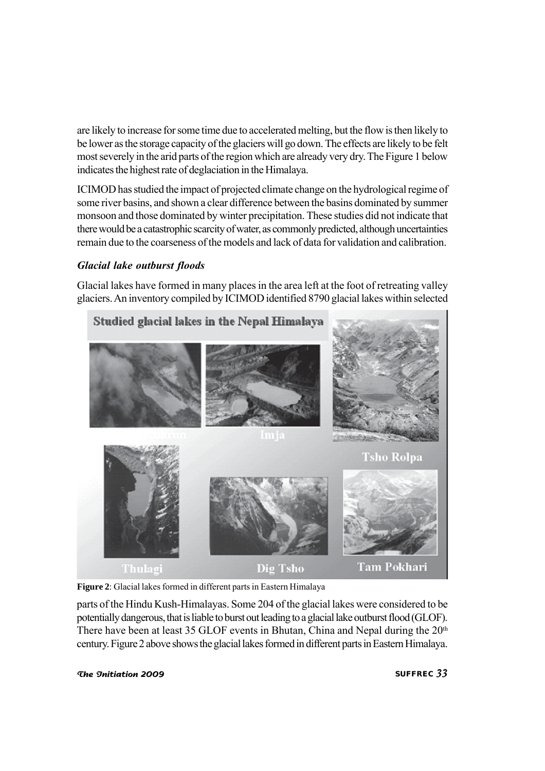are likely to increase for some time due to accelerated melting, but the flow is then likely to be lower as the storage capacity of the glaciers will go down. The effects are likely to be felt most severely in the arid parts of the region which are already very dry. The Figure 1 below indicates the highest rate of deglaciation in the Himalaya.

ICIMOD has studied the impact of projected climate change on the hydrological regime of some river basins, and shown a clear difference between the basins dominated by summer monsoon and those dominated by winter precipitation. These studies did not indicate that there would be a catastrophic scarcity of water, as commonly predicted, although uncertainties remain due to the coarseness of the models and lack of data for validation and calibration.

### *Glacial lake outburst floods*

Glacial lakes have formed in many places in the area left at the foot of retreating valley glaciers. An inventory compiled by ICIMOD identified 8790 glacial lakes within selected parts of the Hindu Kush-Himalayas. Some 204 of the glacial lakes were considered to be potentially dangerous, that is liable to burst out leading to a glacial lake outburst flood (GLOF). There have been at least 35 GLOF events in Bhutan, China and Nepal during the 20th century. Figure 2 above shows the glacial lakes formed in different parts in Eastern Himalaya.

**Figure 2**: Glacial lakes formed in different parts in Eastern Himalaya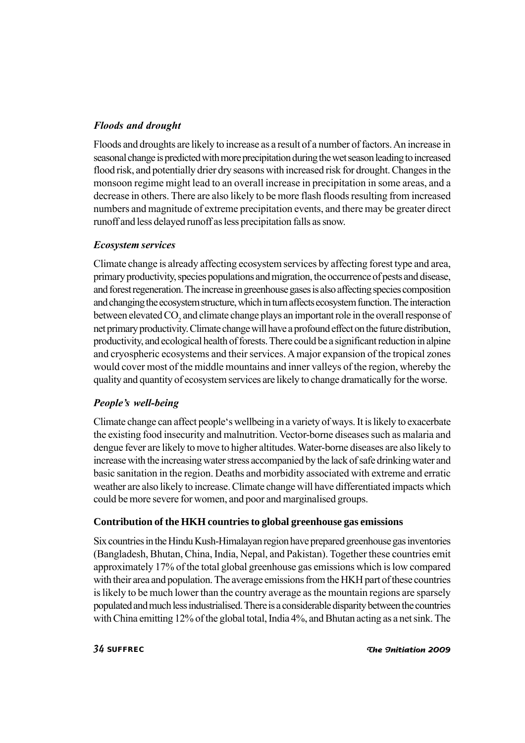### *Floods and drought*

Floods and droughts are likely to increase as a result of a number of factors. An increase in seasonal change is predicted with more precipitation during the wet season leading to increased flood risk, and potentially drier dry seasons with increased risk for drought. Changes in the monsoon regime might lead to an overall increase in precipitation in some areas, and a decrease in others. There are also likely to be more flash floods resulting from increased numbers and magnitude of extreme precipitation events, and there may be greater direct runoff and less delayed runoff as less precipitation falls as snow.

### *Ecosystem services*

Climate change is already affecting ecosystem services by affecting forest type and area, primary productivity, species populations and migration, the occurrence of pests and disease, and forest regeneration. The increase in greenhouse gases is also affecting species composition and changing the ecosystem structure, which in turn affects ecosystem function. The interaction between elevated $CO_2$ and climate change plays an important role in the overall response of net primary productivity. Climate change will have a profound effect on the future distribution, productivity, and ecological health of forests. There could be a significant reduction in alpine and cryospheric ecosystems and their services. A major expansion of the tropical zones would cover most of the middle mountains and inner valleys of the region, whereby the quality and quantity of ecosystem services are likely to change dramatically for the worse.

### *People's well-being*

Climate change can affect people's wellbeing in a variety of ways. It is likely to exacerbate the existing food insecurity and malnutrition. Vector-borne diseases such as malaria and dengue fever are likely to move to higher altitudes. Water-borne diseases are also likely to increase with the increasing water stress accompanied by the lack of safe drinking water and basic sanitation in the region. Deaths and morbidity associated with extreme and erratic weather are also likely to increase. Climate change will have differentiated impacts which could be more severe for women, and poor and marginalised groups.

## Contribution of the HKH countries to global greenhouse gas emissions

Six countries in the Hindu Kush-Himalayan region have prepared greenhouse gas inventories (Bangladesh, Bhutan, China, India, Nepal, and Pakistan). Together these countries emit approximately 17% of the total global greenhouse gas emissions which is low compared with their area and population. The average emissions from the HKH part of these countries is likely to be much lower than the country average as the mountain regions are sparsely populated and much less industrialised. There is a considerable disparity between the countries with China emitting 12% of the global total, India 4%, and Bhutan acting as a net sink. The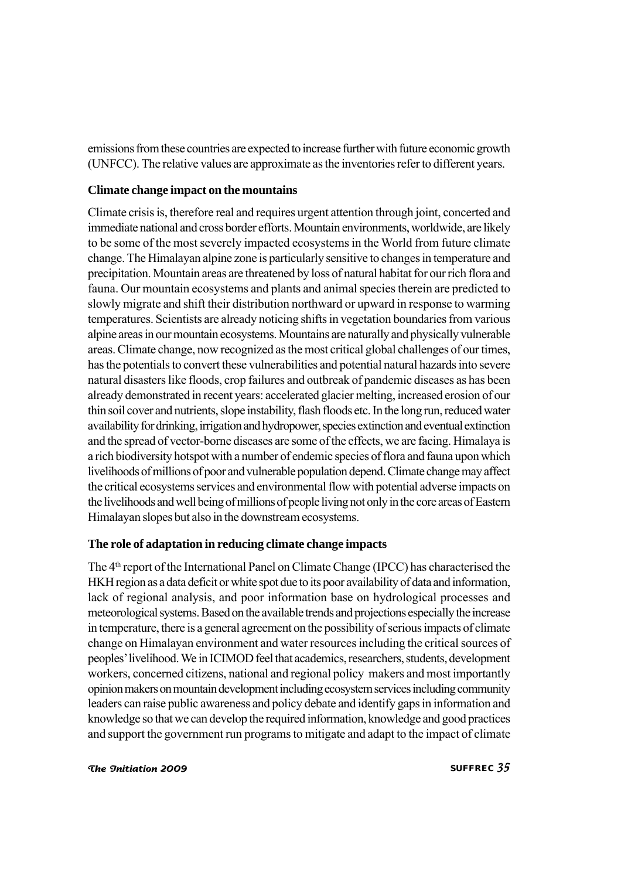emissions from these countries are expected to increase further with future economic growth (UNFCC). The relative values are approximate as the inventories refer to different years.

### Climate change impact on the mountains

Climate crisis is, therefore real and requires urgent attention through joint, concerted and immediate national and cross border efforts. Mountain environments, worldwide, are likely to be some of the most severely impacted ecosystems in the World from future climate change. The Himalayan alpine zone is particularly sensitive to changes in temperature and precipitation. Mountain areas are threatened by loss of natural habitat for our rich flora and fauna. Our mountain ecosystems and plants and animal species therein are predicted to slowly migrate and shift their distribution northward or upward in response to warming temperatures. Scientists are already noticing shifts in vegetation boundaries from various alpine areas in our mountain ecosystems. Mountains are naturally and physically vulnerable areas. Climate change, now recognized as the most critical global challenges of our times, has the potentials to convert these vulnerabilities and potential natural hazards into severe natural disasters like floods, crop failures and outbreak of pandemic diseases as has been already demonstrated in recent years: accelerated glacier melting, increased erosion of our thin soil cover and nutrients, slope instability, flash floods etc. In the long run, reduced water availability for drinking, irrigation and hydropower, species extinction and eventual extinction and the spread of vector-borne diseases are some of the effects, we are facing. Himalaya is a rich biodiversity hotspot with a number of endemic species of flora and fauna upon which livelihoods of millions of poor and vulnerable population depend. Climate change may affect the critical ecosystems services and environmental flow with potential adverse impacts on the livelihoods and well being of millions of people living not only in the core areas of Eastern Himalayan slopes but also in the downstream ecosystems.

### The role of adaptation in reducing climate change impacts

The 4th report of the International Panel on Climate Change (IPCC) has characterised the HKH region as a data deficit or white spot due to its poor availability of data and information, lack of regional analysis, and poor information base on hydrological processes and meteorological systems. Based on the available trends and projections especially the increase in temperature, there is a general agreement on the possibility of serious impacts of climate change on Himalayan environment and water resources including the critical sources of peoples' livelihood. We in ICIMOD feel that academics, researchers, students, development workers, concerned citizens, national and regional policy makers and most importantly opinion makers on mountain development including ecosystem services including community leaders can raise public awareness and policy debate and identify gaps in information and knowledge so that we can develop the required information, knowledge and good practices and support the government run programs to mitigate and adapt to the impact of climate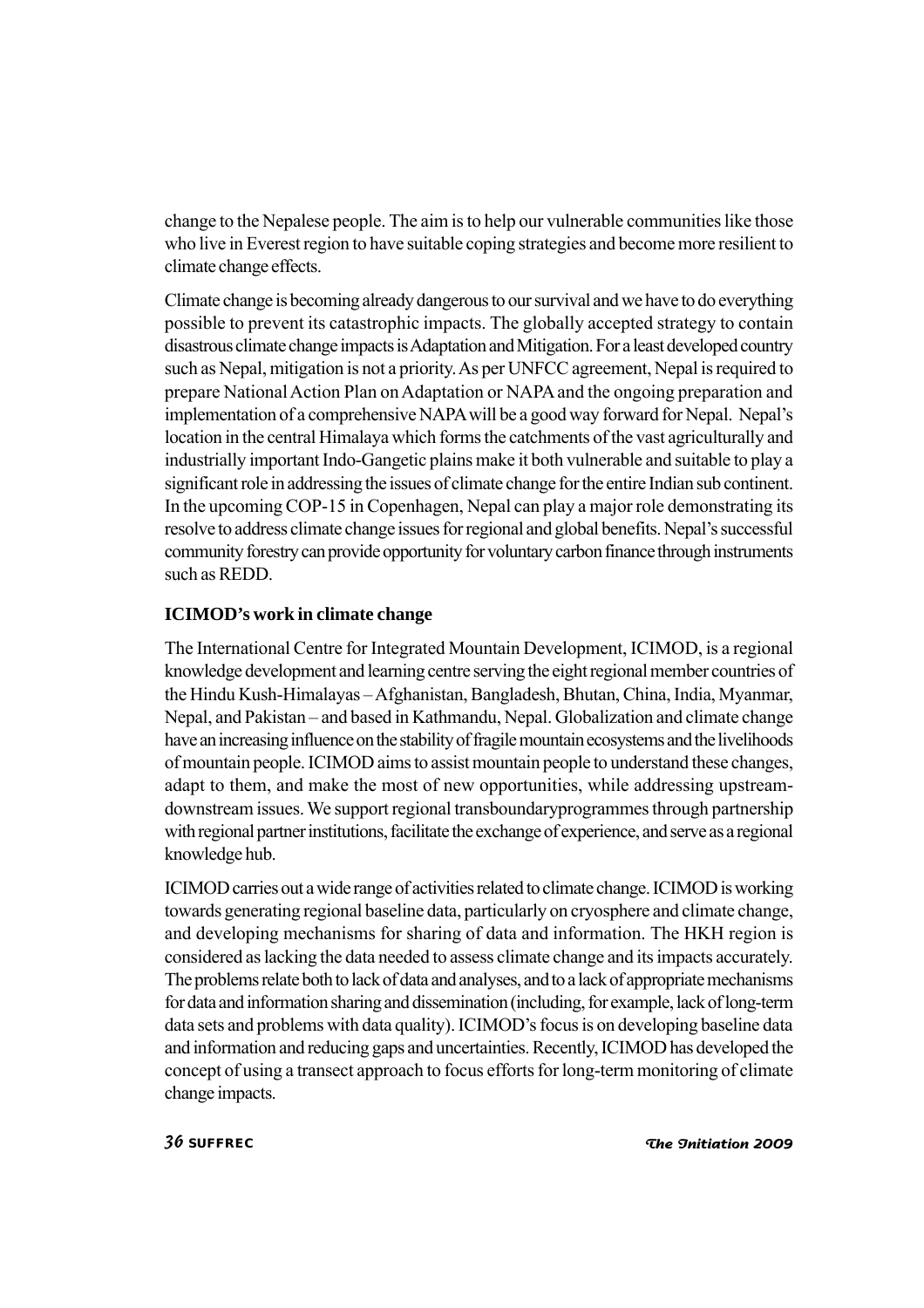change to the Nepalese people. The aim is to help our vulnerable communities like those who live in Everest region to have suitable coping strategies and become more resilient to climate change effects.

Climate change is becoming already dangerous to our survival and we have to do everything possible to prevent its catastrophic impacts. The globally accepted strategy to contain disastrous climate change impacts is Adaptation and Mitigation. For a least developed country such as Nepal, mitigation is not a priority. As per UNFCC agreement, Nepal is required to prepare National Action Plan on Adaptation or NAPA and the ongoing preparation and implementation of a comprehensive NAPA will be a good way forward for Nepal. Nepal's location in the central Himalaya which forms the catchments of the vast agriculturally and industrially important Indo-Gangetic plains make it both vulnerable and suitable to play a significant role in addressing the issues of climate change for the entire Indian sub continent. In the upcoming COP-15 in Copenhagen, Nepal can play a major role demonstrating its resolve to address climate change issues for regional and global benefits. Nepal's successful community forestry can provide opportunity for voluntary carbon finance through instruments such as REDD.

## ICIMOD's work in climate change

The International Centre for Integrated Mountain Development, ICIMOD, is a regional knowledge development and learning centre serving the eight regional member countries of the Hindu Kush-Himalayas – Afghanistan, Bangladesh, Bhutan, China, India, Myanmar, Nepal, and Pakistan – and based in Kathmandu, Nepal. Globalization and climate change have an increasing influence on the stability of fragile mountain ecosystems and the livelihoods of mountain people. ICIMOD aims to assist mountain people to understand these changes, adapt to them, and make the most of new opportunities, while addressing upstream-downstream issues. We support regional transboundaryprogrammes through partnership with regional partner institutions, facilitate the exchange of experience, and serve as a regional knowledge hub.

ICIMOD carries out a wide range of activities related to climate change. ICIMOD is working towards generating regional baseline data, particularly on cryosphere and climate change, and developing mechanisms for sharing of data and information. The HKH region is considered as lacking the data needed to assess climate change and its impacts accurately. The problems relate both to lack of data and analyses, and to a lack of appropriate mechanisms for data and information sharing and dissemination (including, for example, lack of long-term data sets and problems with data quality). ICIMOD's focus is on developing baseline data and information and reducing gaps and uncertainties. Recently, ICIMOD has developed the concept of using a transect approach to focus efforts for long-term monitoring of climate change impacts.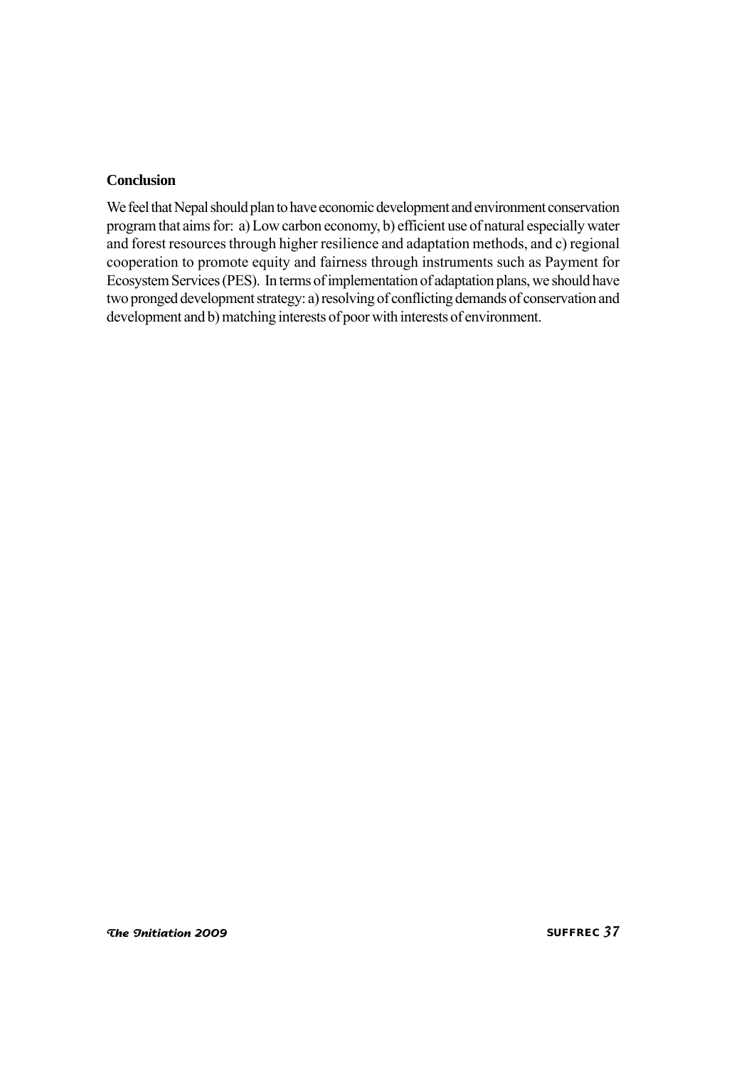## Conclusion

We feel that Nepal should plan to have economic development and environment conservation program that aims for: a) Low carbon economy, b) efficient use of natural especially water and forest resources through higher resilience and adaptation methods, and c) regional cooperation to promote equity and fairness through instruments such as Payment for Ecosystem Services (PES). In terms of implementation of adaptation plans, we should have two pronged development strategy: a) resolving of conflicting demands of conservation and development and b) matching interests of poor with interests of environment.